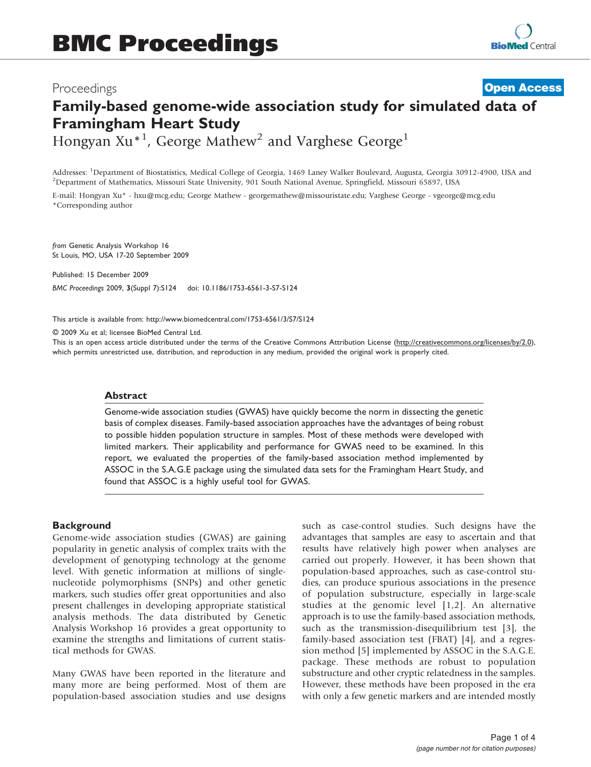# BMC Proceedings

Proceedings **Open Access**

## Family-based genome-wide association study for simulated data of Framingham Heart Study

Hongyan Xu*[1], George Mathew[2] and Varghese George[1]

Addresses: [1]Department of Biostatistics, Medical College of Georgia, 1469 Laney Walker Boulevard, Augusta, Georgia 30912-4900, USA and [2]Department of Mathematics, Missouri State University, 901 South National Avenue, Springfield, Missouri 65897, USA

E-mail: Hongyan Xu* - hxu@mcg.edu; George Mathew - georgemathew@missouristate.edu; Varghese George - vgeorge@mcg.edu
*Corresponding author

*from* Genetic Analysis Workshop 16
St Louis, MO, USA 17-20 September 2009

Published: 15 December 2009

*BMC Proceedings* 2009, **3**(Suppl 7):S124 doi: 10.1186/1753-6561-3-S7-S124

This article is available from: http://www.biomedcentral.com/1753-6561/3/S7/S124

© 2009 Xu et al; licensee BioMed Central Ltd.
This is an open access article distributed under the terms of the Creative Commons Attribution License (http://creativecommons.org/licenses/by/2.0), which permits unrestricted use, distribution, and reproduction in any medium, provided the original work is properly cited.

### Abstract

Genome-wide association studies (GWAS) have quickly become the norm in dissecting the genetic basis of complex diseases. Family-based association approaches have the advantages of being robust to possible hidden population structure in samples. Most of these methods were developed with limited markers. Their applicability and performance for GWAS need to be examined. In this report, we evaluated the properties of the family-based association method implemented by ASSOC in the S.A.G.E package using the simulated data sets for the Framingham Heart Study, and found that ASSOC is a highly useful tool for GWAS.

## Background

Genome-wide association studies (GWAS) are gaining popularity in genetic analysis of complex traits with the development of genotyping technology at the genome level. With genetic information at millions of single-nucleotide polymorphisms (SNPs) and other genetic markers, such studies offer great opportunities and also present challenges in developing appropriate statistical analysis methods. The data distributed by Genetic Analysis Workshop 16 provides a great opportunity to examine the strengths and limitations of current statistical methods for GWAS.

Many GWAS have been reported in the literature and many more are being performed. Most of them are population-based association studies and use designs such as case-control studies. Such designs have the advantages that samples are easy to ascertain and that results have relatively high power when analyses are carried out properly. However, it has been shown that population-based approaches, such as case-control studies, can produce spurious associations in the presence of population substructure, especially in large-scale studies at the genomic level [1,2]. An alternative approach is to use the family-based association methods, such as the transmission-disequilibrium test [3], the family-based association test (FBAT) [4], and a regression method [5] implemented by ASSOC in the S.A.G.E. package. These methods are robust to population substructure and other cryptic relatedness in the samples. However, these methods have been proposed in the era with only a few genetic markers and are intended mostly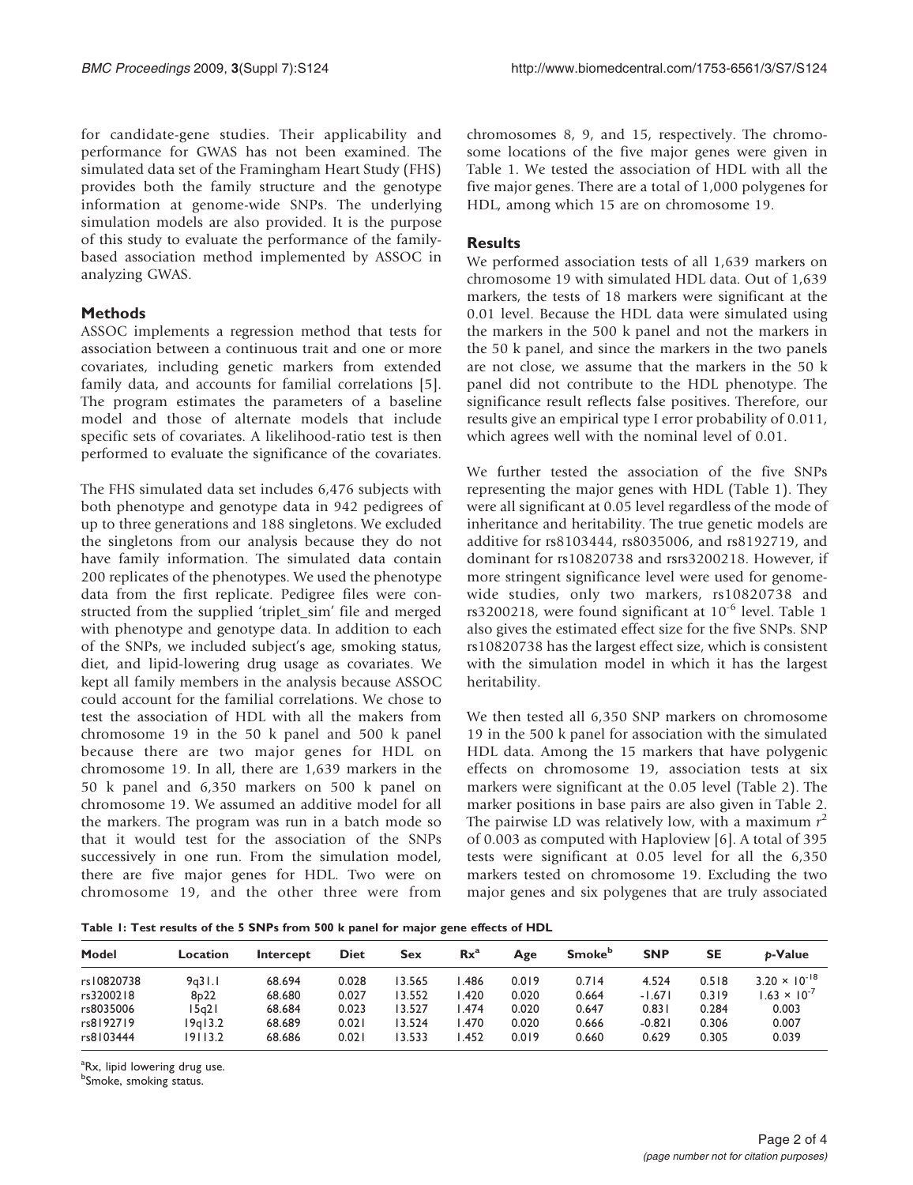for candidate-gene studies. Their applicability and performance for GWAS has not been examined. The simulated data set of the Framingham Heart Study (FHS) provides both the family structure and the genotype information at genome-wide SNPs. The underlying simulation models are also provided. It is the purpose of this study to evaluate the performance of the family-based association method implemented by ASSOC in analyzing GWAS.

## Methods

ASSOC implements a regression method that tests for association between a continuous trait and one or more covariates, including genetic markers from extended family data, and accounts for familial correlations [5]. The program estimates the parameters of a baseline model and those of alternate models that include specific sets of covariates. A likelihood-ratio test is then performed to evaluate the significance of the covariates.

The FHS simulated data set includes 6,476 subjects with both phenotype and genotype data in 942 pedigrees of up to three generations and 188 singletons. We excluded the singletons from our analysis because they do not have family information. The simulated data contain 200 replicates of the phenotypes. We used the phenotype data from the first replicate. Pedigree files were constructed from the supplied 'triplet_sim' file and merged with phenotype and genotype data. In addition to each of the SNPs, we included subject's age, smoking status, diet, and lipid-lowering drug usage as covariates. We kept all family members in the analysis because ASSOC could account for the familial correlations. We chose to test the association of HDL with all the makers from chromosome 19 in the 50 k panel and 500 k panel because there are two major genes for HDL on chromosome 19. In all, there are 1,639 markers in the 50 k panel and 6,350 markers on 500 k panel on chromosome 19. We assumed an additive model for all the markers. The program was run in a batch mode so that it would test for the association of the SNPs successively in one run. From the simulation model, there are five major genes for HDL. Two were on chromosome 19, and the other three were from chromosomes 8, 9, and 15, respectively. The chromosome locations of the five major genes were given in Table 1. We tested the association of HDL with all the five major genes. There are a total of 1,000 polygenes for HDL, among which 15 are on chromosome 19.

## Results

We performed association tests of all 1,639 markers on chromosome 19 with simulated HDL data. Out of 1,639 markers, the tests of 18 markers were significant at the 0.01 level. Because the HDL data were simulated using the markers in the 500 k panel and not the markers in the 50 k panel, and since the markers in the two panels are not close, we assume that the markers in the 50 k panel did not contribute to the HDL phenotype. The significance result reflects false positives. Therefore, our results give an empirical type I error probability of 0.011, which agrees well with the nominal level of 0.01.

We further tested the association of the five SNPs representing the major genes with HDL (Table 1). They were all significant at 0.05 level regardless of the mode of inheritance and heritability. The true genetic models are additive for rs8103444, rs8035006, and rs8192719, and dominant for rs10820738 and rsrs3200218. However, if more stringent significance level were used for genome-wide studies, only two markers, rs10820738 and rs3200218, were found significant at $10^{-6}$ level. Table 1 also gives the estimated effect size for the five SNPs. SNP rs10820738 has the largest effect size, which is consistent with the simulation model in which it has the largest heritability.

We then tested all 6,350 SNP markers on chromosome 19 in the 500 k panel for association with the simulated HDL data. Among the 15 markers that have polygenic effects on chromosome 19, association tests at six markers were significant at the 0.05 level (Table 2). The marker positions in base pairs are also given in Table 2. The pairwise LD was relatively low, with a maximum $r^2$ of 0.003 as computed with Haploview [6]. A total of 395 tests were significant at 0.05 level for all the 6,350 markers tested on chromosome 19. Excluding the two major genes and six polygenes that are truly associated

**Table 1: Test results of the 5 SNPs from 500 k panel for major gene effects of HDL**

| Model | Location | Intercept | Diet | Sex | Rx[a] | Age | Smoke[b] | SNP | SE | p-Value |
|---|---|---|---|---|---|---|---|---|---|---|
| rs10820738 | 9q31.1 | 68.694 | 0.028 | 13.565 | 1.486 | 0.019 | 0.714 | 4.524 | 0.518 | $3.20 \times 10^{-18}$ |
| rs3200218 | 8p22 | 68.680 | 0.027 | 13.552 | 1.420 | 0.020 | 0.664 | -1.671 | 0.319 | $1.63 \times 10^{-7}$ |
| rs8035006 | 15q21 | 68.684 | 0.023 | 13.527 | 1.474 | 0.020 | 0.647 | 0.831 | 0.284 | 0.003 |
| rs8192719 | 19q13.2 | 68.689 | 0.021 | 13.524 | 1.470 | 0.020 | 0.666 | -0.821 | 0.306 | 0.007 |
| rs8103444 | 19113.2 | 68.686 | 0.021 | 13.533 | 1.452 | 0.019 | 0.660 | 0.629 | 0.305 | 0.039 |

[a]Rx, lipid lowering drug use.
[b]Smoke, smoking status.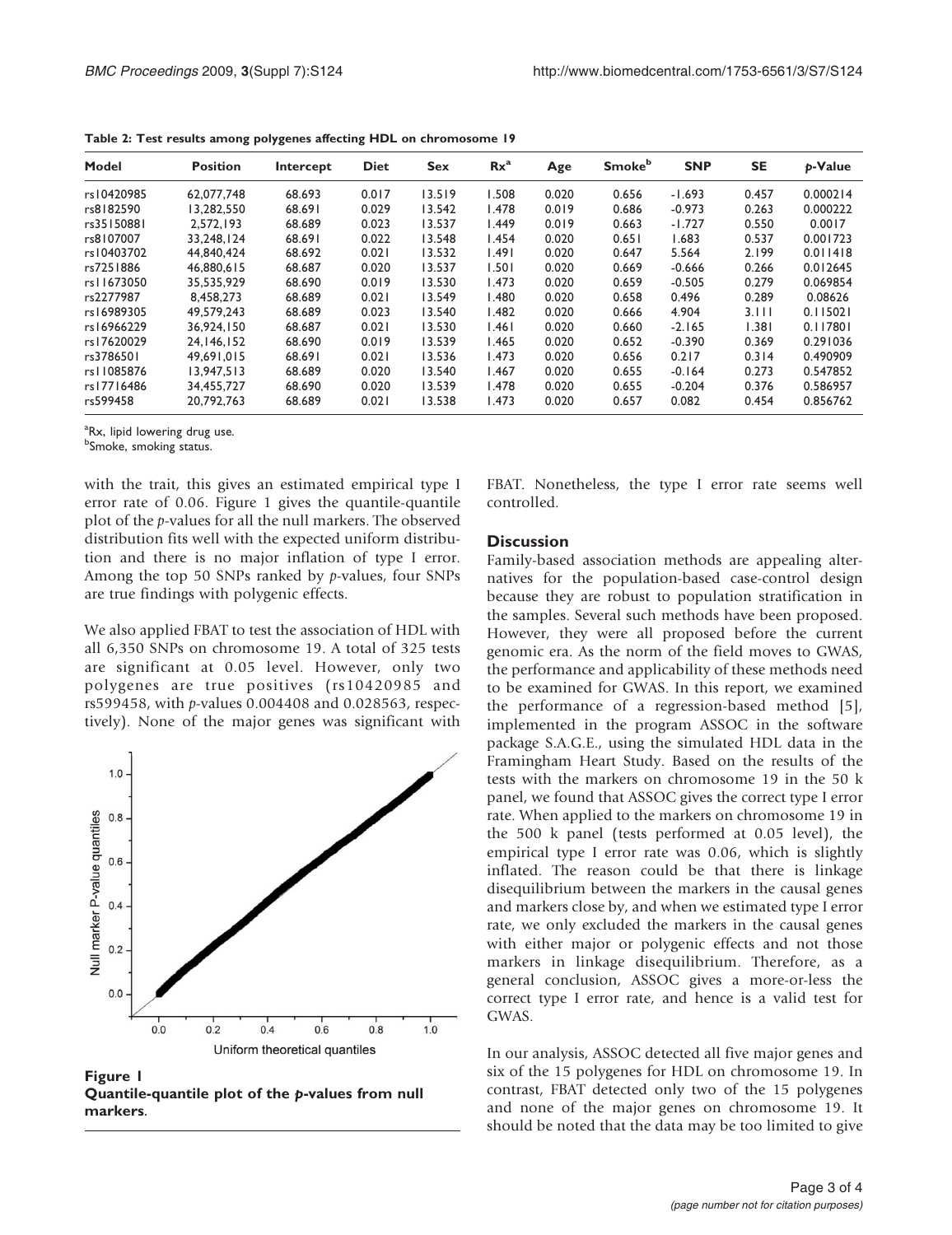**Table 2: Test results among polygenes affecting HDL on chromosome 19**

| Model | Position | Intercept | Diet | Sex | Rx[a] | Age | Smoke[b] | SNP | SE | *p*-Value |
|---|---|---|---|---|---|---|---|---|---|---|
| rs10420985 | 62,077,748 | 68.693 | 0.017 | 13.519 | 1.508 | 0.020 | 0.656 | -1.693 | 0.457 | 0.000214 |
| rs8182590 | 13,282,550 | 68.691 | 0.029 | 13.542 | 1.478 | 0.019 | 0.686 | -0.973 | 0.263 | 0.000222 |
| rs35150881 | 2,572,193 | 68.689 | 0.023 | 13.537 | 1.449 | 0.019 | 0.663 | -1.727 | 0.550 | 0.0017 |
| rs8107007 | 33,248,124 | 68.691 | 0.022 | 13.548 | 1.454 | 0.020 | 0.651 | 1.683 | 0.537 | 0.001723 |
| rs10403702 | 44,840,424 | 68.692 | 0.021 | 13.532 | 1.491 | 0.020 | 0.647 | 5.564 | 2.199 | 0.011418 |
| rs7251886 | 46,880,615 | 68.687 | 0.020 | 13.537 | 1.501 | 0.020 | 0.669 | -0.666 | 0.266 | 0.012645 |
| rs11673050 | 35,535,929 | 68.690 | 0.019 | 13.530 | 1.473 | 0.020 | 0.659 | -0.505 | 0.279 | 0.069854 |
| rs2277987 | 8,458,273 | 68.689 | 0.021 | 13.549 | 1.480 | 0.020 | 0.658 | 0.496 | 0.289 | 0.08626 |
| rs16989305 | 49,579,243 | 68.689 | 0.023 | 13.540 | 1.482 | 0.020 | 0.666 | 4.904 | 3.111 | 0.115021 |
| rs16966229 | 36,924,150 | 68.687 | 0.021 | 13.530 | 1.461 | 0.020 | 0.660 | -2.165 | 1.381 | 0.117801 |
| rs17620029 | 24,146,152 | 68.690 | 0.019 | 13.539 | 1.465 | 0.020 | 0.652 | -0.390 | 0.369 | 0.291036 |
| rs3786501 | 49,691,015 | 68.691 | 0.021 | 13.536 | 1.473 | 0.020 | 0.656 | 0.217 | 0.314 | 0.490909 |
| rs11085876 | 13,947,513 | 68.689 | 0.020 | 13.540 | 1.467 | 0.020 | 0.655 | -0.164 | 0.273 | 0.547852 |
| rs17716486 | 34,455,727 | 68.690 | 0.020 | 13.539 | 1.478 | 0.020 | 0.655 | -0.204 | 0.376 | 0.586957 |
| rs599458 | 20,792,763 | 68.689 | 0.021 | 13.538 | 1.473 | 0.020 | 0.657 | 0.082 | 0.454 | 0.856762 |

[a]Rx, lipid lowering drug use.
[b]Smoke, smoking status.

with the trait, this gives an estimated empirical type I error rate of 0.06. Figure 1 gives the quantile-quantile plot of the *p*-values for all the null markers. The observed distribution fits well with the expected uniform distribution and there is no major inflation of type I error. Among the top 50 SNPs ranked by *p*-values, four SNPs are true findings with polygenic effects.

We also applied FBAT to test the association of HDL with all 6,350 SNPs on chromosome 19. A total of 325 tests are significant at 0.05 level. However, only two polygenes are true positives (rs10420985 and rs599458, with *p*-values 0.004408 and 0.028563, respectively). None of the major genes was significant with FBAT. Nonetheless, the type I error rate seems well controlled.

**Figure 1**
**Quantile-quantile plot of the *p*-values from null markers**.

## Discussion

Family-based association methods are appealing alternatives for the population-based case-control design because they are robust to population stratification in the samples. Several such methods have been proposed. However, they were all proposed before the current genomic era. As the norm of the field moves to GWAS, the performance and applicability of these methods need to be examined for GWAS. In this report, we examined the performance of a regression-based method [5], implemented in the program ASSOC in the software package S.A.G.E., using the simulated HDL data in the Framingham Heart Study. Based on the results of the tests with the markers on chromosome 19 in the 50 k panel, we found that ASSOC gives the correct type I error rate. When applied to the markers on chromosome 19 in the 500 k panel (tests performed at 0.05 level), the empirical type I error rate was 0.06, which is slightly inflated. The reason could be that there is linkage disequilibrium between the markers in the causal genes and markers close by, and when we estimated type I error rate, we only excluded the markers in the causal genes with either major or polygenic effects and not those markers in linkage disequilibrium. Therefore, as a general conclusion, ASSOC gives a more-or-less the correct type I error rate, and hence is a valid test for GWAS.

In our analysis, ASSOC detected all five major genes and six of the 15 polygenes for HDL on chromosome 19. In contrast, FBAT detected only two of the 15 polygenes and none of the major genes on chromosome 19. It should be noted that the data may be too limited to give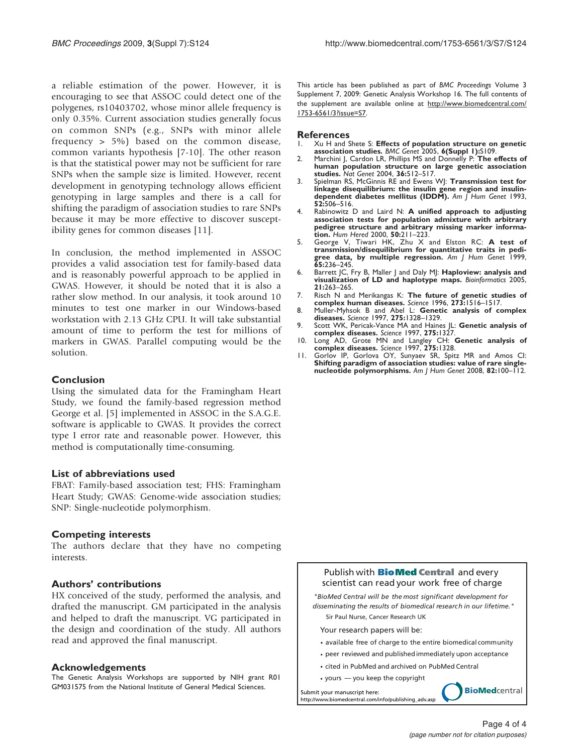a reliable estimation of the power. However, it is encouraging to see that ASSOC could detect one of the polygenes, rs10403702, whose minor allele frequency is only 0.35%. Current association studies generally focus on common SNPs (e.g., SNPs with minor allele frequency > 5%) based on the common disease, common variants hypothesis [7-10]. The other reason is that the statistical power may not be sufficient for rare SNPs when the sample size is limited. However, recent development in genotyping technology allows efficient genotyping in large samples and there is a call for shifting the paradigm of association studies to rare SNPs because it may be more effective to discover susceptibility genes for common diseases [11].

In conclusion, the method implemented in ASSOC provides a valid association test for family-based data and is reasonably powerful approach to be applied in GWAS. However, it should be noted that it is also a rather slow method. In our analysis, it took around 10 minutes to test one marker in our Windows-based workstation with 2.13 GHz CPU. It will take substantial amount of time to perform the test for millions of markers in GWAS. Parallel computing would be the solution.

## Conclusion

Using the simulated data for the Framingham Heart Study, we found the family-based regression method George et al. [5] implemented in ASSOC in the S.A.G.E. software is applicable to GWAS. It provides the correct type I error rate and reasonable power. However, this method is computationally time-consuming.

## List of abbreviations used

FBAT: Family-based association test; FHS: Framingham Heart Study; GWAS: Genome-wide association studies; SNP: Single-nucleotide polymorphism.

## Competing interests

The authors declare that they have no competing interests.

## Authors' contributions

HX conceived of the study, performed the analysis, and drafted the manuscript. GM participated in the analysis and helped to draft the manuscript. VG participated in the design and coordination of the study. All authors read and approved the final manuscript.

## Acknowledgements

The Genetic Analysis Workshops are supported by NIH grant R01 GM031575 from the National Institute of General Medical Sciences.

This article has been published as part of *BMC Proceedings* Volume 3 Supplement 7, 2009: Genetic Analysis Workshop 16. The full contents of the supplement are available online at http://www.biomedcentral.com/1753-6561/3?issue=S7.

## References

1. Xu H and Shete S: **Effects of population structure on genetic association studies.** *BMC Genet* 2005, **6(Suppl 1):**S109.
2. Marchini J, Cardon LR, Phillips MS and Donnelly P: **The effects of human population structure on large genetic association studies.** *Nat Genet* 2004, **36:**512–517.
3. Spielman RS, McGinnis RE and Ewens WJ: **Transmission test for linkage disequilibrium: the insulin gene region and insulin-dependent diabetes mellitus (IDDM).** *Am J Hum Genet* 1993, **52:**506–516.
4. Rabinowitz D and Laird N: **A unified approach to adjusting association tests for population admixture with arbitrary pedigree structure and arbitrary missing marker information.** *Hum Hered* 2000, **50:**211–223.
5. George V, Tiwari HK, Zhu X and Elston RC: **A test of transmission/disequilibrium for quantitative traits in pedigree data, by multiple regression.** *Am J Hum Genet* 1999, **65:**236–245.
6. Barrett JC, Fry B, Maller J and Daly MJ: **Haploview: analysis and visualization of LD and haplotype maps.** *Bioinformatics* 2005, **21:**263–265.
7. Risch N and Merikangas K: **The future of genetic studies of complex human diseases.** *Science* 1996, **273:**1516–1517.
8. Muller-Myhsok B and Abel L: **Genetic analysis of complex diseases.** *Science* 1997, **275:**1328–1329.
9. Scott WK, Pericak-Vance MA and Haines JL: **Genetic analysis of complex diseases.** *Science* 1997, **275:**1327.
10. Long AD, Grote MN and Langley CH: **Genetic analysis of complex diseases.** *Science* 1997, **275:**1328.
11. Gorlov IP, Gorlova OY, Sunyaev SR, Spitz MR and Amos CI: **Shifting paradigm of association studies: value of rare single-nucleotide polymorphisms.** *Am J Hum Genet* 2008, **82:**100–112.

Publish with **BioMed Central** and every scientist can read your work free of charge

*"BioMed Central will be the most significant development for disseminating the results of biomedical research in our lifetime."*
Sir Paul Nurse, Cancer Research UK

Your research papers will be:

- available free of charge to the entire biomedical community
- peer reviewed and published immediately upon acceptance
- cited in PubMed and archived on PubMed Central
- yours — you keep the copyright

Submit your manuscript here:
http://www.biomedcentral.com/info/publishing_adv.asp

**BioMed**central